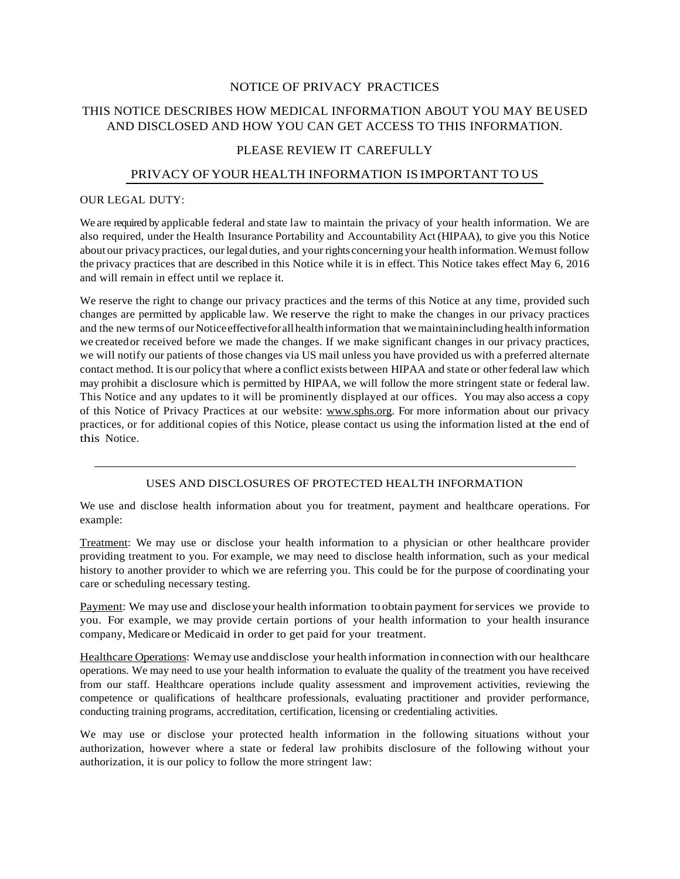# NOTICE OF PRIVACY PRACTICES

## THIS NOTICE DESCRIBES HOW MEDICAL INFORMATION ABOUT YOU MAY BE USED AND DISCLOSED AND HOW YOU CAN GET ACCESS TO THIS INFORMATION.

## PLEASE REVIEW IT CAREFULLY

## PRIVACY OF YOUR HEALTH INFORMATION IS IMPORTANT TO US

OUR LEGAL DUTY:

We are required by applicable federal and state law to maintain the privacy of your health information. We are also required, under the Health Insurance Portability and Accountability Act (HIPAA), to give you this Notice about our privacy practices, our legal duties, and your rights concerning your health information. We must follow the privacy practices that are described in this Notice while it is in effect. This Notice takes effect May 6, 2016 and will remain in effect until we replace it.

We reserve the right to change our privacy practices and the terms of this Notice at any time, provided such changes are permitted by applicable law. We reserve the right to make the changes in our privacy practices and the new terms of our Notice effective for all health information that we maintain including health information we created or received before we made the changes. If we make significant changes in our privacy practices, we will notify our patients of those changes via US mail unless you have provided us with a preferred alternate contact method. It is our policy that where a conflict exists between HIPAA and state or other federal law which may prohibit a disclosure which is permitted by HIPAA, we will follow the more stringent state or federal law. This Notice and any updates to it will be prominently displayed at our offices. You may also access a copy of this Notice of Privacy Practices at our website: www.sphs.org. For more information about our privacy practices, or for additional copies of this Notice, please contact us using the information listed at the end of this Notice.

---

## USES AND DISCLOSURES OF PROTECTED HEALTH INFORMATION

We use and disclose health information about you for treatment, payment and healthcare operations. For example:

Treatment: We may use or disclose your health information to a physician or other healthcare provider providing treatment to you. For example, we may need to disclose health information, such as your medical history to another provider to which we are referring you. This could be for the purpose of coordinating your care or scheduling necessary testing.

Payment: We may use and disclose your health information to obtain payment for services we provide to you. For example, we may provide certain portions of your health information to your health insurance company, Medicare or Medicaid in order to get paid for your treatment.

Healthcare Operations: We may use and disclose your health information in connection with our healthcare operations. We may need to use your health information to evaluate the quality of the treatment you have received from our staff. Healthcare operations include quality assessment and improvement activities, reviewing the competence or qualifications of healthcare professionals, evaluating practitioner and provider performance, conducting training programs, accreditation, certification, licensing or credentialing activities.

We may use or disclose your protected health information in the following situations without your authorization, however where a state or federal law prohibits disclosure of the following without your authorization, it is our policy to follow the more stringent law: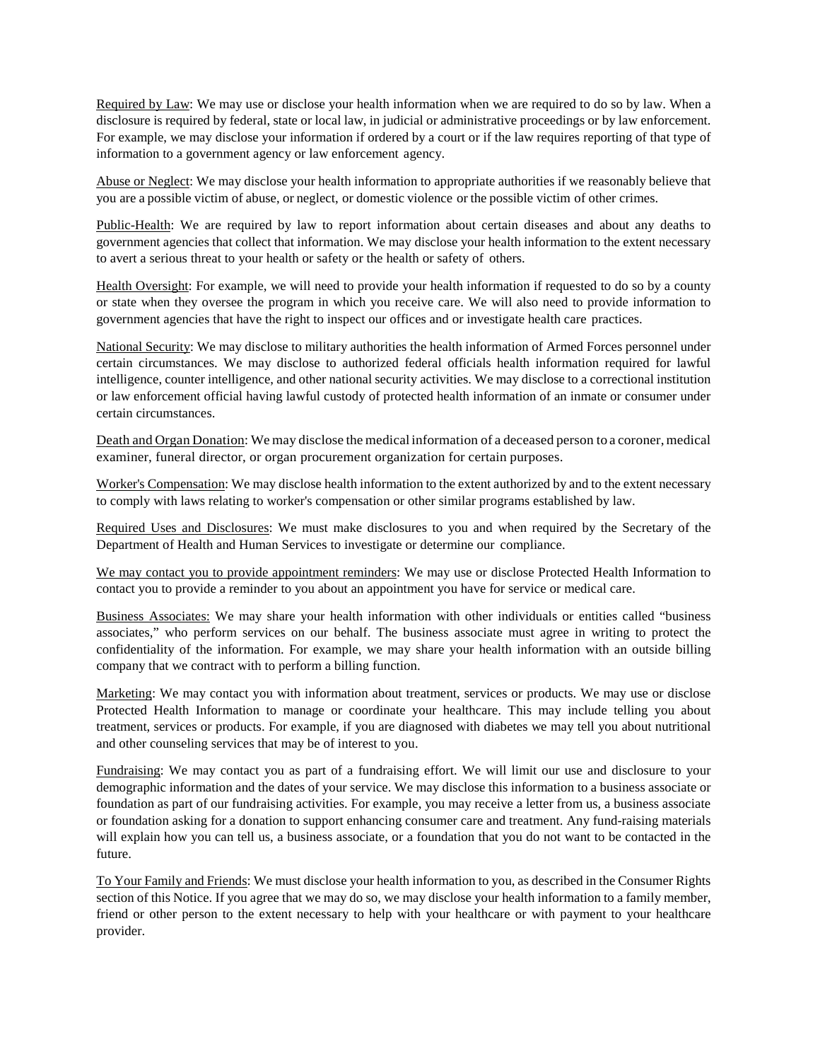Required by Law: We may use or disclose your health information when we are required to do so by law. When a disclosure is required by federal, state or local law, in judicial or administrative proceedings or by law enforcement. For example, we may disclose your information if ordered by a court or if the law requires reporting of that type of information to a government agency or law enforcement agency.

Abuse or Neglect: We may disclose your health information to appropriate authorities if we reasonably believe that you are a possible victim of abuse, or neglect, or domestic violence or the possible victim of other crimes.

Public-Health: We are required by law to report information about certain diseases and about any deaths to government agencies that collect that information. We may disclose your health information to the extent necessary to avert a serious threat to your health or safety or the health or safety of others.

Health Oversight: For example, we will need to provide your health information if requested to do so by a county or state when they oversee the program in which you receive care. We will also need to provide information to government agencies that have the right to inspect our offices and or investigate health care practices.

National Security: We may disclose to military authorities the health information of Armed Forces personnel under certain circumstances. We may disclose to authorized federal officials health information required for lawful intelligence, counter intelligence, and other national security activities. We may disclose to a correctional institution or law enforcement official having lawful custody of protected health information of an inmate or consumer under certain circumstances.

Death and Organ Donation: We may disclose the medical information of a deceased person to a coroner, medical examiner, funeral director, or organ procurement organization for certain purposes.

Worker's Compensation: We may disclose health information to the extent authorized by and to the extent necessary to comply with laws relating to worker's compensation or other similar programs established by law.

Required Uses and Disclosures: We must make disclosures to you and when required by the Secretary of the Department of Health and Human Services to investigate or determine our compliance.

We may contact you to provide appointment reminders: We may use or disclose Protected Health Information to contact you to provide a reminder to you about an appointment you have for service or medical care.

Business Associates: We may share your health information with other individuals or entities called "business associates," who perform services on our behalf. The business associate must agree in writing to protect the confidentiality of the information. For example, we may share your health information with an outside billing company that we contract with to perform a billing function.

Marketing: We may contact you with information about treatment, services or products. We may use or disclose Protected Health Information to manage or coordinate your healthcare. This may include telling you about treatment, services or products. For example, if you are diagnosed with diabetes we may tell you about nutritional and other counseling services that may be of interest to you.

Fundraising: We may contact you as part of a fundraising effort. We will limit our use and disclosure to your demographic information and the dates of your service. We may disclose this information to a business associate or foundation as part of our fundraising activities. For example, you may receive a letter from us, a business associate or foundation asking for a donation to support enhancing consumer care and treatment. Any fund-raising materials will explain how you can tell us, a business associate, or a foundation that you do not want to be contacted in the future.

To Your Family and Friends: We must disclose your health information to you, as described in the Consumer Rights section of this Notice. If you agree that we may do so, we may disclose your health information to a family member, friend or other person to the extent necessary to help with your healthcare or with payment to your healthcare provider.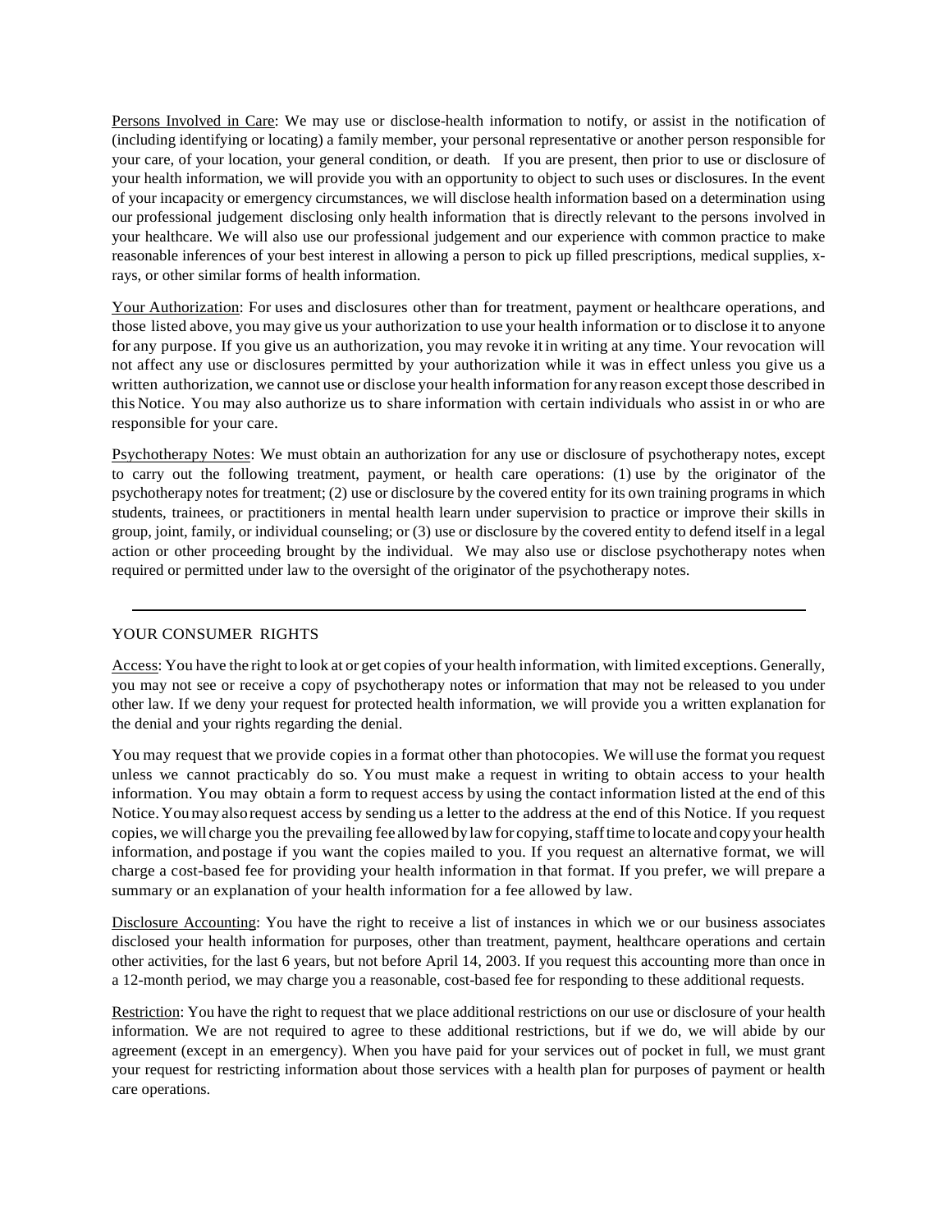Persons Involved in Care: We may use or disclose-health information to notify, or assist in the notification of (including identifying or locating) a family member, your personal representative or another person responsible for your care, of your location, your general condition, or death. If you are present, then prior to use or disclosure of your health information, we will provide you with an opportunity to object to such uses or disclosures. In the event of your incapacity or emergency circumstances, we will disclose health information based on a determination using our professional judgement disclosing only health information that is directly relevant to the persons involved in your healthcare. We will also use our professional judgement and our experience with common practice to make reasonable inferences of your best interest in allowing a person to pick up filled prescriptions, medical supplies, x-rays, or other similar forms of health information.

Your Authorization: For uses and disclosures other than for treatment, payment or healthcare operations, and those listed above, you may give us your authorization to use your health information or to disclose it to anyone for any purpose. If you give us an authorization, you may revoke it in writing at any time. Your revocation will not affect any use or disclosures permitted by your authorization while it was in effect unless you give us a written authorization, we cannot use or disclose your health information for any reason except those described in this Notice. You may also authorize us to share information with certain individuals who assist in or who are responsible for your care.

Psychotherapy Notes: We must obtain an authorization for any use or disclosure of psychotherapy notes, except to carry out the following treatment, payment, or health care operations: (1) use by the originator of the psychotherapy notes for treatment; (2) use or disclosure by the covered entity for its own training programs in which students, trainees, or practitioners in mental health learn under supervision to practice or improve their skills in group, joint, family, or individual counseling; or (3) use or disclosure by the covered entity to defend itself in a legal action or other proceeding brought by the individual. We may also use or disclose psychotherapy notes when required or permitted under law to the oversight of the originator of the psychotherapy notes.

---

## YOUR CONSUMER RIGHTS

Access: You have the right to look at or get copies of your health information, with limited exceptions. Generally, you may not see or receive a copy of psychotherapy notes or information that may not be released to you under other law. If we deny your request for protected health information, we will provide you a written explanation for the denial and your rights regarding the denial.

You may request that we provide copies in a format other than photocopies. We will use the format you request unless we cannot practicably do so. You must make a request in writing to obtain access to your health information. You may obtain a form to request access by using the contact information listed at the end of this Notice. You may also request access by sending us a letter to the address at the end of this Notice. If you request copies, we will charge you the prevailing fee allowed by law for copying, staff time to locate and copy your health information, and postage if you want the copies mailed to you. If you request an alternative format, we will charge a cost-based fee for providing your health information in that format. If you prefer, we will prepare a summary or an explanation of your health information for a fee allowed by law.

Disclosure Accounting: You have the right to receive a list of instances in which we or our business associates disclosed your health information for purposes, other than treatment, payment, healthcare operations and certain other activities, for the last 6 years, but not before April 14, 2003. If you request this accounting more than once in a 12-month period, we may charge you a reasonable, cost-based fee for responding to these additional requests.

Restriction: You have the right to request that we place additional restrictions on our use or disclosure of your health information. We are not required to agree to these additional restrictions, but if we do, we will abide by our agreement (except in an emergency). When you have paid for your services out of pocket in full, we must grant your request for restricting information about those services with a health plan for purposes of payment or health care operations.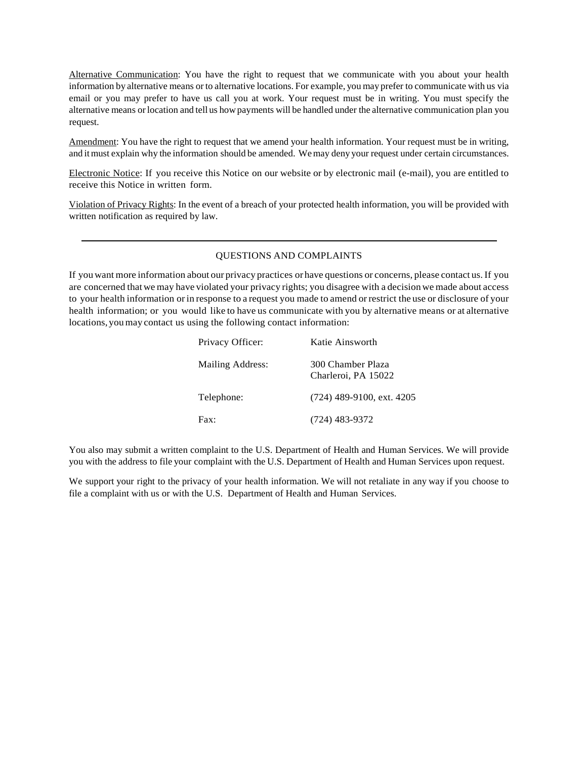Alternative Communication: You have the right to request that we communicate with you about your health information by alternative means or to alternative locations. For example, you may prefer to communicate with us via email or you may prefer to have us call you at work. Your request must be in writing. You must specify the alternative means or location and tell us how payments will be handled under the alternative communication plan you request.

Amendment: You have the right to request that we amend your health information. Your request must be in writing, and it must explain why the information should be amended. We may deny your request under certain circumstances.

Electronic Notice: If you receive this Notice on our website or by electronic mail (e-mail), you are entitled to receive this Notice in written form.

Violation of Privacy Rights: In the event of a breach of your protected health information, you will be provided with written notification as required by law.

---

## QUESTIONS AND COMPLAINTS

If you want more information about our privacy practices or have questions or concerns, please contact us. If you are concerned that we may have violated your privacy rights; you disagree with a decision we made about access to your health information or in response to a request you made to amend or restrict the use or disclosure of your health information; or you would like to have us communicate with you by alternative means or at alternative locations, you may contact us using the following contact information:

| | |
|---|---|
| Privacy Officer: | Katie Ainsworth |
| Mailing Address: | 300 Chamber Plaza<br>Charleroi, PA 15022 |
| Telephone: | (724) 489-9100, ext. 4205 |
| Fax: | (724) 483-9372 |

You also may submit a written complaint to the U.S. Department of Health and Human Services. We will provide you with the address to file your complaint with the U.S. Department of Health and Human Services upon request.

We support your right to the privacy of your health information. We will not retaliate in any way if you choose to file a complaint with us or with the U.S. Department of Health and Human Services.